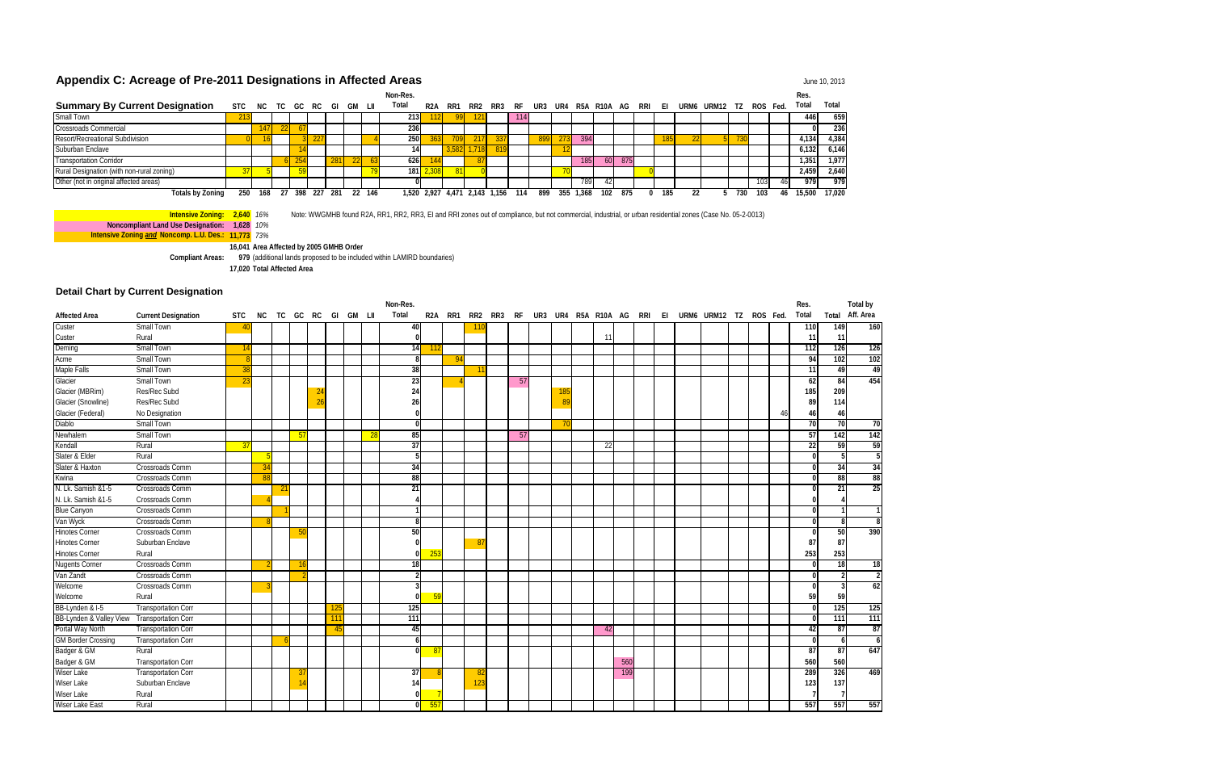## Appendix C: Acreage of Pre-2011 Designations in Affected Areas

June 10, 2013

| Summary By Current Designation | STC | NC | TC | GC | RC | GI | GM | LII | Non-Res. Total | R2A | RR1 | RR2 | RR3 | RF | UR3 | UR4 | R5A | R10A | AG | RRI | EI | URM6 | URM12 | TZ | ROS | Fed. | Res. Total | Total |
|---|---|---|---|---|---|---|---|---|---|---|---|---|---|---|---|---|---|---|---|---|---|---|---|---|---|---|---|---|
| Small Town | 213 | | | | | | | | 213 | 112 | 99 | 121 | | 114 | | | | | | | | | | | | | 446 | 659 |
| Crossroads Commercial | | 147 | 22 | 67 | | | | | 236 | | | | | | | | | | | | | | | | | | 0 | 236 |
| Resort/Recreational Subdivision | 0 | 16 | | 3 | 227 | | | 4 | 250 | 363 | 709 | 217 | 337 | | 899 | 273 | 394 | | | | 185 | 22 | 5 | 730 | | | 4,134 | 4,384 |
| Suburban Enclave | | | | 14 | | | | | 14 | | 3,582 | 1,718 | 819 | | | 12 | | | | | | | | | | | 6,132 | 6,146 |
| Transportation Corridor | | | 6 | 254 | | 281 | 22 | 63 | 626 | 144 | | 87 | | | | | 185 | 60 | 875 | | | | | | | | 1,351 | 1,977 |
| Rural Designation (with non-rural zoning) | 37 | 5 | | 59 | | | | 79 | 181 | 2,308 | 81 | 0 | | | | 70 | | | | 0 | | | | | | | 2,459 | 2,640 |
| Other (not in original affected areas) | | | | | | | | | 0 | | | | | | | | 789 | 42 | | | | | | | 103 | 46 | 979 | 979 |
| **Totals by Zoning** | 250 | 168 | 27 | 398 | 227 | 281 | 22 | 146 | 1,520 | 2,927 | 4,471 | 2,143 | 1,156 | 114 | 899 | 355 | 1,368 | 102 | 875 | 0 | 185 | 22 | 5 | 730 | 103 | 46 | 15,500 | 17,020 |

**Intensive Zoning:** 2,640 16%

**Noncompliant Land Use Designation:** 1,628 10%

**Intensive Zoning *and* Noncomp. L.U. Des.:** 11,773 73%

Note: WWGMHB found R2A, RR1, RR2, RR3, EI and RRI zones out of compliance, but not commercial, industrial, or urban residential zones (Case No. 05-2-0013)

16,041 Area Affected by 2005 GMHB Order

**Compliant Areas:** 979 (additional lands proposed to be included within LAMIRD boundaries)

17,020 Total Affected Area

### Detail Chart by Current Designation

| Affected Area | Current Designation | STC | NC | TC | GC | RC | GI | GM | LII | Non-Res. Total | R2A | RR1 | RR2 | RR3 | RF | UR3 | UR4 | R5A | R10A | AG | RRI | EI | URM6 | URM12 | TZ | ROS | Fed. | Res. Total | Total | Total by Aff. Area |
|---|---|---|---|---|---|---|---|---|---|---|---|---|---|---|---|---|---|---|---|---|---|---|---|---|---|---|---|---|---|---|
| Custer | Small Town | 40 | | | | | | | | 40 | | | 110 | | | | | | | | | | | | | | | 110 | 149 | 160 |
| Custer | Rural | | | | | | | | | 0 | | | | | | | | | 11 | | | | | | | | | 11 | 11 | |
| Deming | Small Town | 14 | | | | | | | | 14 | 112 | | | | | | | | | | | | | | | | | 112 | 126 | 126 |
| Acme | Small Town | 8 | | | | | | | | 8 | | 94 | | | | | | | | | | | | | | | | 94 | 102 | 102 |
| Maple Falls | Small Town | 38 | | | | | | | | 38 | | | 11 | | | | | | | | | | | | | | | 11 | 49 | 49 |
| Glacier | Small Town | 23 | | | | | | | | 23 | | 4 | | | 57 | | | | | | | | | | | | | 62 | 84 | 454 |
| Glacier (MBRim) | Res/Rec Subd | | | | | 24 | | | | 24 | | | | | | | 185 | | | | | | | | | | | 185 | 209 | |
| Glacier (Snowline) | Res/Rec Subd | | | | | 26 | | | | 26 | | | | | | | 89 | | | | | | | | | | | 89 | 114 | |
| Glacier (Federal) | No Designation | | | | | | | | | 0 | | | | | | | | | | | | | | | | | 46 | 46 | 46 | |
| Diablo | Small Town | | | | | | | | | 0 | | | | | | | 70 | | | | | | | | | | | 70 | 70 | 70 |
| Newhalem | Small Town | | | | 57 | | | | 28 | 85 | | | | | 57 | | | | | | | | | | | | | 57 | 142 | 142 |
| Kendall | Rural | 37 | | | | | | | | 37 | | | | | | | | | 22 | | | | | | | | | 22 | 59 | 59 |
| Slater & Elder | Rural | | 5 | | | | | | | 5 | | | | | | | | | | | | | | | | | | 0 | 5 | 5 |
| Slater & Haxton | Crossroads Comm | | 34 | | | | | | | 34 | | | | | | | | | | | | | | | | | | 0 | 34 | 34 |
| Kwina | Crossroads Comm | | 88 | | | | | | | 88 | | | | | | | | | | | | | | | | | | 0 | 88 | 88 |
| N. Lk. Samish &I-5 | Crossroads Comm | | | 21 | | | | | | 21 | | | | | | | | | | | | | | | | | | 0 | 21 | 25 |
| N. Lk. Samish &I-5 | Crossroads Comm | | 4 | | | | | | | 4 | | | | | | | | | | | | | | | | | | 0 | 4 | |
| Blue Canyon | Crossroads Comm | | | 1 | | | | | | 1 | | | | | | | | | | | | | | | | | | 0 | 1 | 1 |
| Van Wyck | Crossroads Comm | | 8 | | | | | | | 8 | | | | | | | | | | | | | | | | | | 0 | 8 | 8 |
| Hinotes Corner | Crossroads Comm | | | | 50 | | | | | 50 | | | | | | | | | | | | | | | | | | 0 | 50 | 390 |
| Hinotes Corner | Suburban Enclave | | | | | | | | | 0 | | | 87 | | | | | | | | | | | | | | | 87 | 87 | |
| Hinotes Corner | Rural | | | | | | | | | 0 | 253 | | | | | | | | | | | | | | | | | 253 | 253 | |
| Nugents Corner | Crossroads Comm | | 2 | | 16 | | | | | 18 | | | | | | | | | | | | | | | | | | 0 | 18 | 18 |
| Van Zandt | Crossroads Comm | | | | 2 | | | | | 2 | | | | | | | | | | | | | | | | | | 0 | 2 | 2 |
| Welcome | Crossroads Comm | | 3 | | | | | | | 3 | | | | | | | | | | | | | | | | | | 0 | 3 | 62 |
| Welcome | Rural | | | | | | | | | 0 | 59 | | | | | | | | | | | | | | | | | 59 | 59 | |
| BB-Lynden & I-5 | Transportation Corr | | | | | | 125 | | | 125 | | | | | | | | | | | | | | | | | | 0 | 125 | 125 |
| BB-Lynden & Valley View | Transportation Corr | | | | | | 111 | | | 111 | | | | | | | | | | | | | | | | | | 0 | 111 | 111 |
| Portal Way North | Transportation Corr | | | | | | 45 | | | 45 | | | | | | | | | 42 | | | | | | | | | 42 | 87 | 87 |
| GM Border Crossing | Transportation Corr | | | 6 | | | | | | 6 | | | | | | | | | | | | | | | | | | 0 | 6 | 6 |
| Badger & GM | Rural | | | | | | | | | 0 | 87 | | | | | | | | | | | | | | | | | 87 | 87 | 647 |
| Badger & GM | Transportation Corr | | | | | | | | | | | | | | | | | | | 560 | | | | | | | | 560 | 560 | |
| Wiser Lake | Transportation Corr | | | | 37 | | | | | 37 | 8 | | 82 | | | | | | | 199 | | | | | | | | 289 | 326 | 469 |
| Wiser Lake | Suburban Enclave | | | | 14 | | | | | 14 | | | 123 | | | | | | | | | | | | | | | 123 | 137 | |
| Wiser Lake | Rural | | | | | | | | | 0 | 7 | | | | | | | | | | | | | | | | | 7 | 7 | |
| Wiser Lake East | Rural | | | | | | | | | 0 | 557 | | | | | | | | | | | | | | | | | 557 | 557 | 557 |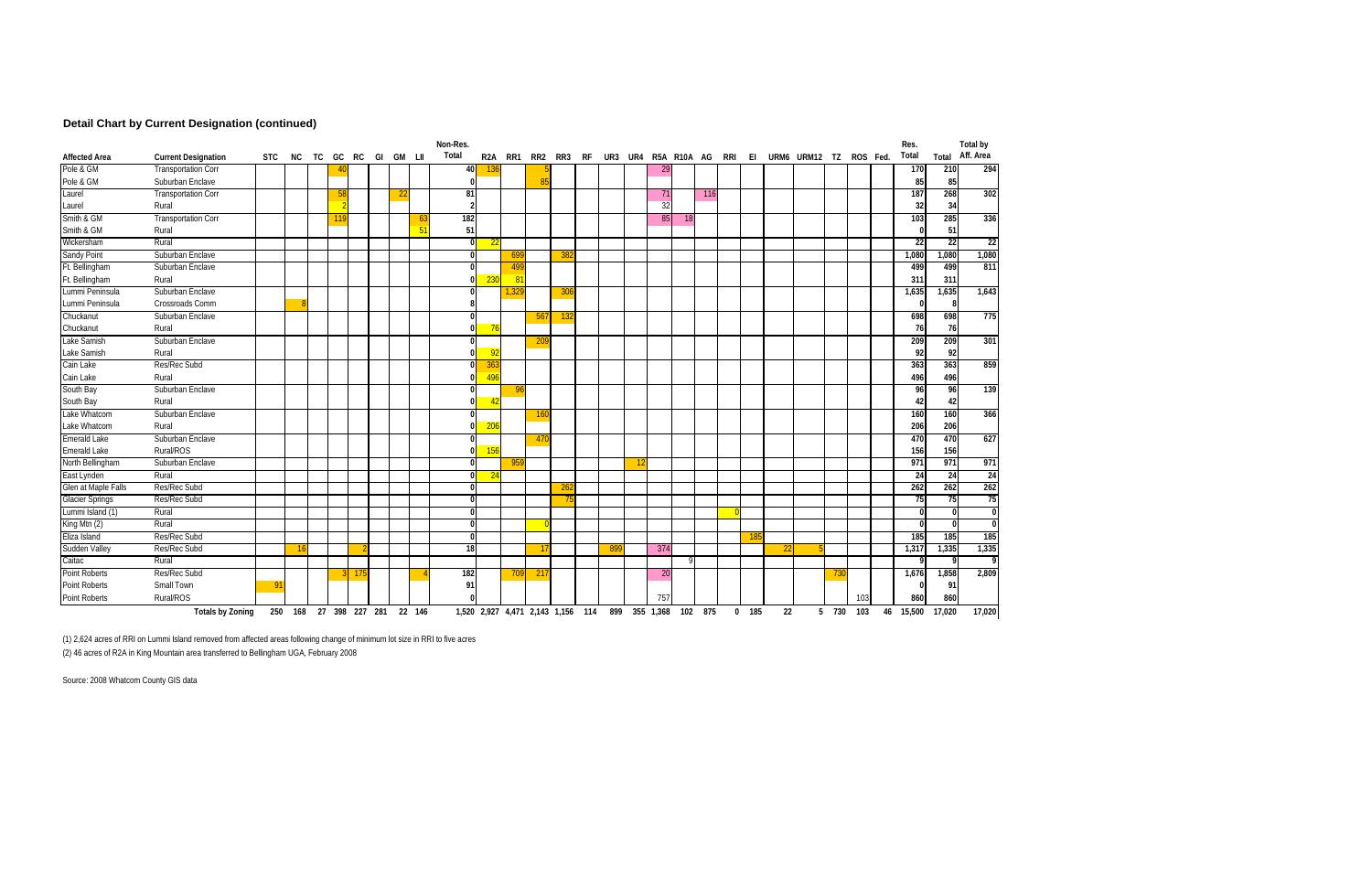## Detail Chart by Current Designation (continued)

| Affected Area | Current Designation | STC | NC | TC | GC | RC | GI | GM | LII | Non-Res. Total | R2A | RR1 | RR2 | RR3 | RF | UR3 | UR4 | R5A | R10A | AG | RRI | EI | URM6 | URM12 | TZ | ROS | Fed. | Res. Total | Total | Total by Aff. Area |
|---|---|---|---|---|---|---|---|---|---|---|---|---|---|---|---|---|---|---|---|---|---|---|---|---|---|---|---|---|---|---|
| Pole & GM | Transportation Corr | | | | 40 | | | | | 40 | 136 | | 5 | | | | | 29 | | | | | | | | | | 170 | 210 | 294 |
| Pole & GM | Suburban Enclave | | | | | | | | | 0 | | | 85 | | | | | | | | | | | | | | | 85 | 85 | |
| Laurel | Transportation Corr | | | | 58 | | | 22 | | 81 | | | | | | | | 71 | | 116 | | | | | | | | 187 | 268 | 302 |
| Laurel | Rural | | | | 2 | | | | | 2 | | | | | | | | 32 | | | | | | | | | | 32 | 34 | |
| Smith & GM | Transportation Corr | | | | 119 | | | | 63 | 182 | | | | | | | | 85 | 18 | | | | | | | | | 103 | 285 | 336 |
| Smith & GM | Rural | | | | | | | | 51 | 51 | | | | | | | | | | | | | | | | | | 0 | 51 | |
| Wickersham | Rural | | | | | | | | | 0 | 22 | | | | | | | | | | | | | | | | | 22 | 22 | 22 |
| Sandy Point | Suburban Enclave | | | | | | | | | 0 | | 699 | | 382 | | | | | | | | | | | | | | 1,080 | 1,080 | 1,080 |
| Ft. Bellingham | Suburban Enclave | | | | | | | | | 0 | | 499 | | | | | | | | | | | | | | | | 499 | 499 | 811 |
| Ft. Bellingham | Rural | | | | | | | | | 0 | 230 | 81 | | | | | | | | | | | | | | | | 311 | 311 | |
| Lummi Peninsula | Suburban Enclave | | | | | | | | | 0 | | 1,329 | | 306 | | | | | | | | | | | | | | 1,635 | 1,635 | 1,643 |
| Lummi Peninsula | Crossroads Comm | | 8 | | | | | | | 8 | | | | | | | | | | | | | | | | | | 0 | 8 | |
| Chuckanut | Suburban Enclave | | | | | | | | | 0 | | | 567 | 132 | | | | | | | | | | | | | | 698 | 698 | 775 |
| Chuckanut | Rural | | | | | | | | | 0 | 76 | | | | | | | | | | | | | | | | | 76 | 76 | |
| Lake Samish | Suburban Enclave | | | | | | | | | 0 | | | 209 | | | | | | | | | | | | | | | 209 | 209 | 301 |
| Lake Samish | Rural | | | | | | | | | 0 | 92 | | | | | | | | | | | | | | | | | 92 | 92 | |
| Cain Lake | Res/Rec Subd | | | | | | | | | 0 | 363 | | | | | | | | | | | | | | | | | 363 | 363 | 859 |
| Cain Lake | Rural | | | | | | | | | 0 | 496 | | | | | | | | | | | | | | | | | 496 | 496 | |
| South Bay | Suburban Enclave | | | | | | | | | 0 | | 96 | | | | | | | | | | | | | | | | 96 | 96 | 139 |
| South Bay | Rural | | | | | | | | | 0 | 42 | | | | | | | | | | | | | | | | | 42 | 42 | |
| Lake Whatcom | Suburban Enclave | | | | | | | | | 0 | | | 160 | | | | | | | | | | | | | | | 160 | 160 | 366 |
| Lake Whatcom | Rural | | | | | | | | | 0 | 206 | | | | | | | | | | | | | | | | | 206 | 206 | |
| Emerald Lake | Suburban Enclave | | | | | | | | | 0 | | | 470 | | | | | | | | | | | | | | | 470 | 470 | 627 |
| Emerald Lake | Rural/ROS | | | | | | | | | 0 | 156 | | | | | | | | | | | | | | | | | 156 | 156 | |
| North Bellingham | Suburban Enclave | | | | | | | | | 0 | | 959 | | | | | 12 | | | | | | | | | | | 971 | 971 | 971 |
| East Lynden | Rural | | | | | | | | | 0 | 24 | | | | | | | | | | | | | | | | | 24 | 24 | 24 |
| Glen at Maple Falls | Res/Rec Subd | | | | | | | | | 0 | | | | 262 | | | | | | | | | | | | | | 262 | 262 | 262 |
| Glacier Springs | Res/Rec Subd | | | | | | | | | 0 | | | | 75 | | | | | | | | | | | | | | 75 | 75 | 75 |
| Lummi Island (1) | Rural | | | | | | | | | 0 | | | | | | | | | | | 0 | | | | | | | 0 | 0 | 0 |
| King Mtn (2) | Rural | | | | | | | | | 0 | | | 0 | | | | | | | | | | | | | | | 0 | 0 | 0 |
| Eliza Island | Res/Rec Subd | | | | | | | | | 0 | | | | | | | | | | | | 185 | | | | | | 185 | 185 | 185 |
| Sudden Valley | Res/Rec Subd | | 16 | | | 2 | | | | 18 | | | 17 | | | 899 | | 374 | | | | | 22 | 5 | | | | 1,317 | 1,335 | 1,335 |
| Caitac | Rural | | | | | | | | | | | | | | | | | | 9 | | | | | | | | | 9 | 9 | 9 |
| Point Roberts | Res/Rec Subd | | | | 3 | 175 | | | 4 | 182 | | 709 | 217 | | | | | 20 | | | | | | | 730 | | | 1,676 | 1,858 | 2,809 |
| Point Roberts | Small Town | 91 | | | | | | | | 91 | | | | | | | | | | | | | | | | | | 0 | 91 | |
| Point Roberts | Rural/ROS | | | | | | | | | 0 | | | | | | | | 757 | | | | | | | | 103 | | 860 | 860 | |
| | **Totals by Zoning** | 250 | 168 | 27 | 398 | 227 | 281 | 22 | 146 | 1,520 | 2,927 | 4,471 | 2,143 | 1,156 | 114 | 899 | 355 | 1,368 | 102 | 875 | 0 | 185 | 22 | 5 | 730 | 103 | 46 | 15,500 | 17,020 | 17,020 |

(1) 2,624 acres of RRI on Lummi Island removed from affected areas following change of minimum lot size in RRI to five acres

(2) 46 acres of R2A in King Mountain area transferred to Bellingham UGA, February 2008

Source: 2008 Whatcom County GIS data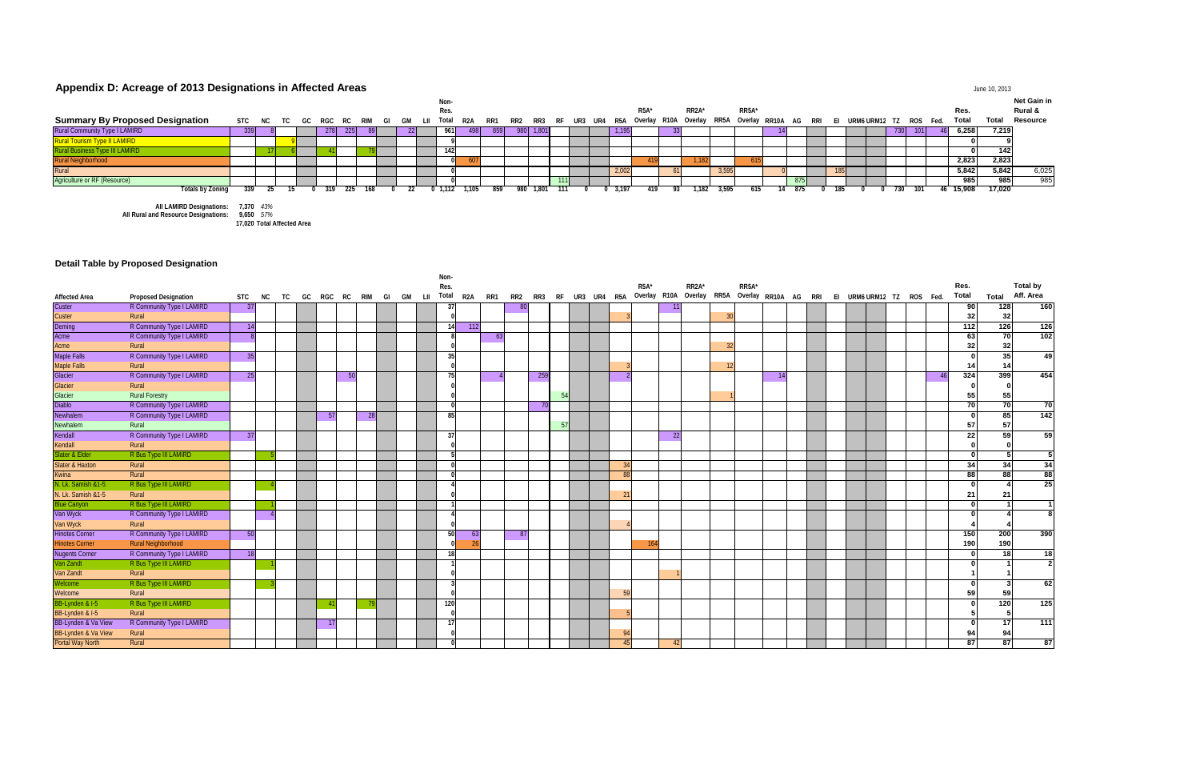# Appendix D: Acreage of 2013 Designations in Affected Areas

June 10, 2013

| Summary By Proposed Designation | STC | NC | TC | GC | RGC | RC | RIM | GI | GM | LII | Non-Res. Total | R2A | RR1 | RR2 | RR3 | RF | UR3 | UR4 | R5A | R5A* Overlay | R10A | RR2A* Overlay | RR5A | RR5A* Overlay | RR10A | AG | RRI | EI | URM6 | URM12 | TZ | ROS | Fed. | Res. Total | Total | Net Gain in Rural & Resource |
|---|---|---|---|---|---|---|---|---|---|---|---|---|---|---|---|---|---|---|---|---|---|---|---|---|---|---|---|---|---|---|---|---|---|---|---|---|
| Rural Community Type I LAMIRD | 339 | 8 | | | 278 | 225 | 89 | | 22 | | 961 | 498 | 859 | 980 | 1,801 | | | | 1,195 | | 33 | | | | 14 | | | | | | 730 | 101 | 46 | 6,258 | 7,219 | |
| Rural Tourism Type II LAMIRD | | | 9 | | | | | | | | 9 | | | | | | | | | | | | | | | | | | | | | | | 0 | 9 | |
| Rural Business Type III LAMIRD | | 17 | 6 | | 41 | | 79 | | | | 142 | | | | | | | | | | | | | | | | | | | | | | | 0 | 142 | |
| Rural Neighborhood | | | | | | | | | | | 0 | 607 | | | | | | | | 419 | | 1,182 | | 615 | | | | | | | | | | 2,823 | 2,823 | |
| Rural | | | | | | | | | | | 0 | | | | | | | | 2,002 | | 61 | | 3,595 | | 0 | | | 185 | | | | | | 5,842 | 5,842 | 6,025 |
| Agriculture or RF (Resource) | | | | | | | | | | | 0 | | | | | 111 | | | | | | | | | | 875 | | | | | | | | 985 | 985 | 985 |
| **Totals by Zoning** | 339 | 25 | 15 | 0 | 319 | 225 | 168 | 0 | 22 | 0 | 1,112 | 1,105 | 859 | 980 | 1,801 | 111 | 0 | 0 | 3,197 | 419 | 93 | 1,182 | 3,595 | 615 | 14 | 875 | 0 | 185 | 0 | 0 | 730 | 101 | 46 | 15,908 | 17,020 | |

**All LAMIRD Designations:** 7,370 *43%*
**All Rural and Resource Designations:** 9,650 *57%*
17,020 Total Affected Area

## Detail Table by Proposed Designation

| Affected Area | Proposed Designation | STC | NC | TC | GC | RGC | RC | RIM | GI | GM | LII | Non-Res. Total | R2A | RR1 | RR2 | RR3 | RF | UR3 | UR4 | R5A | R5A* Overlay | R10A | RR2A* Overlay | RR5A | RR5A* Overlay | RR10A | AG | RRI | EI | URM6 | URM12 | TZ | ROS | Fed. | Res. Total | Total | Total by Aff. Area |
|---|---|---|---|---|---|---|---|---|---|---|---|---|---|---|---|---|---|---|---|---|---|---|---|---|---|---|---|---|---|---|---|---|---|---|---|---|---|
| Custer | R Community Type I LAMIRD | 37 | | | | | | | | | | 37 | | | 80 | | | | | | | 11 | | | | | | | | | | | | | 90 | 128 | 160 |
| Custer | Rural | | | | | | | | | | | 0 | | | | | | | | 3 | | | | 30 | | | | | | | | | | | 32 | 32 | |
| Deming | R Community Type I LAMIRD | 14 | | | | | | | | | | 14 | 112 | | | | | | | | | | | | | | | | | | | | | | 112 | 126 | 126 |
| Acme | R Community Type I LAMIRD | 8 | | | | | | | | | | 8 | | 63 | | | | | | | | | | | | | | | | | | | | | 63 | 70 | 102 |
| Acme | Rural | | | | | | | | | | | 0 | | | | | | | | | | | | 32 | | | | | | | | | | | 32 | 32 | |
| Maple Falls | R Community Type I LAMIRD | 35 | | | | | | | | | | 35 | | | | | | | | | | | | | | | | | | | | | | | 0 | 35 | 49 |
| Maple Falls | Rural | | | | | | | | | | | 0 | | | | | | | | 3 | | | | 12 | | | | | | | | | | | 14 | 14 | |
| Glacier | R Community Type I LAMIRD | 25 | | | | | 50 | | | | | 75 | | 4 | | 259 | | | | 2 | | | | | | 14 | | | | | | | | 46 | 324 | 399 | 454 |
| Glacier | Rural | | | | | | | | | | | 0 | | | | | | | | | | | | | | | | | | | | | | | 0 | 0 | |
| Glacier | Rural Forestry | | | | | | | | | | | 0 | | | | | 54 | | | | | | | 1 | | | | | | | | | | | 55 | 55 | |
| Diablo | R Community Type I LAMIRD | | | | | | | | | | | 0 | | | | 70 | | | | | | | | | | | | | | | | | | | 70 | 70 | 70 |
| Newhalem | R Community Type I LAMIRD | | | | | 57 | | 28 | | | | 85 | | | | | | | | | | | | | | | | | | | | | | | 0 | 85 | 142 |
| Newhalem | Rural | | | | | | | | | | | | | | | | 57 | | | | | | | | | | | | | | | | | | 57 | 57 | |
| Kendall | R Community Type I LAMIRD | 37 | | | | | | | | | | 37 | | | | | | | | | | 22 | | | | | | | | | | | | | 22 | 59 | 59 |
| Kendall | Rural | | | | | | | | | | | 0 | | | | | | | | | | | | | | | | | | | | | | | 0 | 0 | |
| Slater & Elder | R Bus Type III LAMIRD | | 5 | | | | | | | | | 5 | | | | | | | | | | | | | | | | | | | | | | | 0 | 5 | 5 |
| Slater & Haxton | Rural | | | | | | | | | | | 0 | | | | | | | | 34 | | | | | | | | | | | | | | | 34 | 34 | 34 |
| Kwina | Rural | | | | | | | | | | | 0 | | | | | | | | 88 | | | | | | | | | | | | | | | 88 | 88 | 88 |
| N. Lk. Samish &I-5 | R Bus Type III LAMIRD | | 4 | | | | | | | | | 4 | | | | | | | | | | | | | | | | | | | | | | | 0 | 4 | 25 |
| N. Lk. Samish &I-5 | Rural | | | | | | | | | | | 0 | | | | | | | | 21 | | | | | | | | | | | | | | | 21 | 21 | |
| Blue Canyon | R Bus Type III LAMIRD | | 1 | | | | | | | | | 1 | | | | | | | | | | | | | | | | | | | | | | | 0 | 1 | 1 |
| Van Wyck | R Community Type I LAMIRD | | 4 | | | | | | | | | 4 | | | | | | | | | | | | | | | | | | | | | | | 0 | 4 | 8 |
| Van Wyck | Rural | | | | | | | | | | | 0 | | | | | | | | 4 | | | | | | | | | | | | | | | 4 | 4 | |
| Hinotes Corner | R Community Type I LAMIRD | 50 | | | | | | | | | | 50 | 63 | | 87 | | | | | | | | | | | | | | | | | | | | 150 | 200 | 390 |
| Hinotes Corner | Rural Neighborhood | | | | | | | | | | | 0 | 26 | | | | | | | | 164 | | | | | | | | | | | | | | 190 | 190 | |
| Nugents Corner | R Community Type I LAMIRD | 18 | | | | | | | | | | 18 | | | | | | | | | | | | | | | | | | | | | | | 0 | 18 | 18 |
| Van Zandt | R Bus Type III LAMIRD | | 1 | | | | | | | | | 1 | | | | | | | | | | | | | | | | | | | | | | | 0 | 1 | 2 |
| Van Zandt | Rural | | | | | | | | | | | 0 | | | | | | | | | | 1 | | | | | | | | | | | | | 1 | 1 | |
| Welcome | R Bus Type III LAMIRD | | 3 | | | | | | | | | 3 | | | | | | | | | | | | | | | | | | | | | | | 0 | 3 | 62 |
| Welcome | Rural | | | | | | | | | | | 0 | | | | | | | | 59 | | | | | | | | | | | | | | | 59 | 59 | |
| BB-Lynden & I-5 | R Bus Type III LAMIRD | | | | | 41 | | 79 | | | | 120 | | | | | | | | | | | | | | | | | | | | | | | 0 | 120 | 125 |
| BB-Lynden & I-5 | Rural | | | | | | | | | | | 0 | | | | | | | | 5 | | | | | | | | | | | | | | | 5 | 5 | |
| BB-Lynden & Va View | R Community Type I LAMIRD | | | | | 17 | | | | | | 17 | | | | | | | | | | | | | | | | | | | | | | | 0 | 17 | 111 |
| BB-Lynden & Va View | Rural | | | | | | | | | | | 0 | | | | | | | | 94 | | | | | | | | | | | | | | | 94 | 94 | |
| Portal Way North | Rural | | | | | | | | | | | 0 | | | | | | | | 45 | | 42 | | | | | | | | | | | | | 87 | 87 | 87 |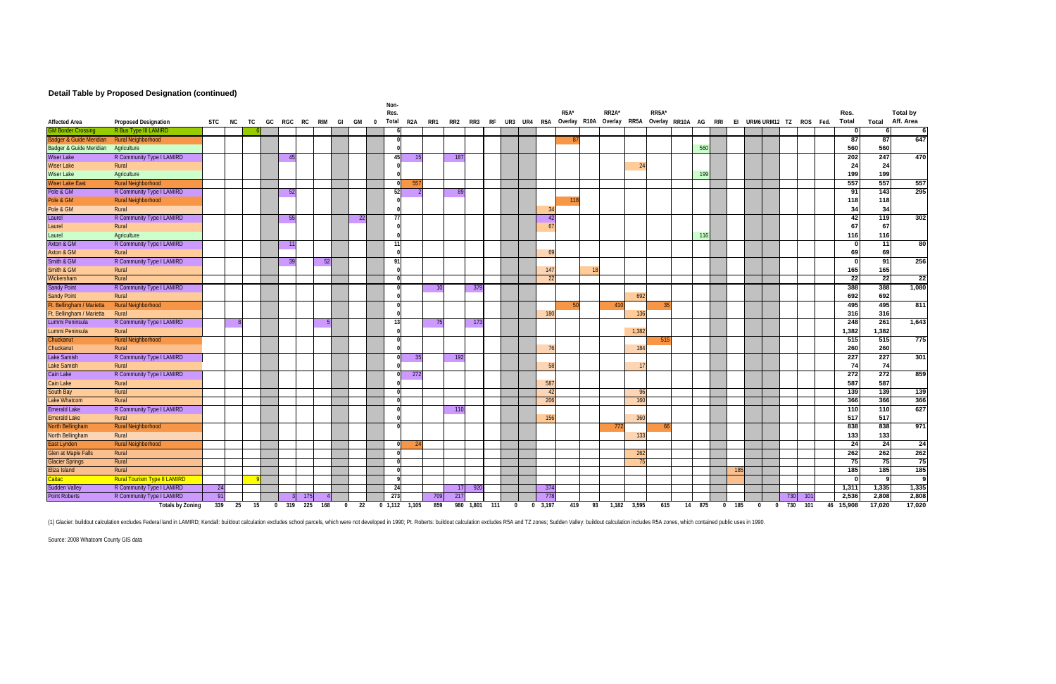## Detail Table by Proposed Designation (continued)

| Affected Area | Proposed Designation | STC | NC | TC | GC | RGC | RC | RIM | GI | GM | 0 | Non-Res. Total | R2A | RR1 | RR2 | RR3 | RF | UR3 | UR4 | R5A | R5A* Overlay | R10A | RR2A* Overlay | RR5A | RR5A* Overlay | RR10A | AG | RRI | EI | URM6 | URM12 | TZ | ROS | Fed. | Res. Total | Total | Total by Aff. Area |
|---|---|---|---|---|---|---|---|---|---|---|---|---|---|---|---|---|---|---|---|---|---|---|---|---|---|---|---|---|---|---|---|---|---|---|---|---|---|
| GM Border Crossing | R Bus Type III LAMIRD | | | 6 | | | | | | | | 6 | | | | | | | | | | | | | | | | | | | | | | | 0 | 6 | 6 |
| Badger & Guide Meridian | Rural Neighborhood | | | | | | | | | | | 0 | | | | | | | | | 87 | | | | | | | | | | | | | | 87 | 87 | 647 |
| Badger & Guide Meridian | Agriculture | | | | | | | | | | | 0 | | | | | | | | | | | | | | | 560 | | | | | | | | 560 | 560 | |
| Wiser Lake | R Community Type I LAMIRD | | | | | 45 | | | | | | 45 | 15 | | 187 | | | | | | | | | | | | | | | | | | | | 202 | 247 | 470 |
| Wiser Lake | Rural | | | | | | | | | | | 0 | | | | | | | | | | | | 24 | | | | | | | | | | | 24 | 24 | |
| Wiser Lake | Agriculture | | | | | | | | | | | 0 | | | | | | | | | | | | | | | 199 | | | | | | | | 199 | 199 | |
| Wiser Lake East | Rural Neighborhood | | | | | | | | | | | 0 | 557 | | | | | | | | | | | | | | | | | | | | | | 557 | 557 | 557 |
| Pole & GM | R Community Type I LAMIRD | | | | | 52 | | | | | | 52 | 2 | | 89 | | | | | | | | | | | | | | | | | | | | 91 | 143 | 295 |
| Pole & GM | Rural Neighborhood | | | | | | | | | | | 0 | | | | | | | | | 118 | | | | | | | | | | | | | | 118 | 118 | |
| Pole & GM | Rural | | | | | | | | | | | 0 | | | | | | | | 34 | | | | | | | | | | | | | | | 34 | 34 | |
| Laurel | R Community Type I LAMIRD | | | | | 55 | | | | 22 | | 77 | | | | | | | | 42 | | | | | | | | | | | | | | | 42 | 119 | 302 |
| Laurel | Rural | | | | | | | | | | | 0 | | | | | | | | 67 | | | | | | | | | | | | | | | 67 | 67 | |
| Laurel | Agriculture | | | | | | | | | | | 0 | | | | | | | | | | | | | | | 116 | | | | | | | | 116 | 116 | |
| Axton & GM | R Community Type I LAMIRD | | | | | 11 | | | | | | 11 | | | | | | | | | | | | | | | | | | | | | | | 0 | 11 | 80 |
| Axton & GM | Rural | | | | | | | | | | | 0 | | | | | | | | 69 | | | | | | | | | | | | | | | 69 | 69 | |
| Smith & GM | R Community Type I LAMIRD | | | | | 39 | | 52 | | | | 91 | | | | | | | | | | | | | | | | | | | | | | | 0 | 91 | 256 |
| Smith & GM | Rural | | | | | | | | | | | 0 | | | | | | | | 147 | | 18 | | | | | | | | | | | | | 165 | 165 | |
| Wickersham | Rural | | | | | | | | | | | 0 | | | | | | | | 22 | | | | | | | | | | | | | | | 22 | 22 | 22 |
| Sandy Point | R Community Type I LAMIRD | | | | | | | | | | | 0 | | 10 | | 379 | | | | | | | | | | | | | | | | | | | 388 | 388 | 1,080 |
| Sandy Point | Rural | | | | | | | | | | | 0 | | | | | | | | | | | | 692 | | | | | | | | | | | 692 | 692 | |
| Ft. Bellingham / Marietta | Rural Neighborhood | | | | | | | | | | | 0 | | | | | | | | | 50 | | 410 | | 35 | | | | | | | | | | 495 | 495 | 811 |
| Ft. Bellingham / Marietta | Rural | | | | | | | | | | | 0 | | | | | | | | 180 | | | | 136 | | | | | | | | | | | 316 | 316 | |
| Lummi Peninsula | R Community Type I LAMIRD | | 8 | | | | | 5 | | | | 13 | | 75 | | 173 | | | | | | | | | | | | | | | | | | | 248 | 261 | 1,643 |
| Lummi Peninsula | Rural | | | | | | | | | | | 0 | | | | | | | | | | | | 1,382 | | | | | | | | | | | 1,382 | 1,382 | |
| Chuckanut | Rural Neighborhood | | | | | | | | | | | 0 | | | | | | | | | | | | | 515 | | | | | | | | | | 515 | 515 | 775 |
| Chuckanut | Rural | | | | | | | | | | | 0 | | | | | | | | 76 | | | | 184 | | | | | | | | | | | 260 | 260 | |
| Lake Samish | R Community Type I LAMIRD | | | | | | | | | | | 0 | 35 | | 192 | | | | | | | | | | | | | | | | | | | | 227 | 227 | 301 |
| Lake Samish | Rural | | | | | | | | | | | 0 | | | | | | | | 58 | | | | 17 | | | | | | | | | | | 74 | 74 | |
| Cain Lake | R Community Type I LAMIRD | | | | | | | | | | | 0 | 272 | | | | | | | | | | | | | | | | | | | | | | 272 | 272 | 859 |
| Cain Lake | Rural | | | | | | | | | | | 0 | | | | | | | | 587 | | | | | | | | | | | | | | | 587 | 587 | |
| South Bay | Rural | | | | | | | | | | | 0 | | | | | | | | 42 | | | | 96 | | | | | | | | | | | 139 | 139 | 139 |
| Lake Whatcom | Rural | | | | | | | | | | | 0 | | | | | | | | 206 | | | | 160 | | | | | | | | | | | 366 | 366 | 366 |
| Emerald Lake | R Community Type I LAMIRD | | | | | | | | | | | 0 | | | 110 | | | | | | | | | | | | | | | | | | | | 110 | 110 | 627 |
| Emerald Lake | Rural | | | | | | | | | | | 0 | | | | | | | | 156 | | | | 360 | | | | | | | | | | | 517 | 517 | |
| North Bellingham | Rural Neighborhood | | | | | | | | | | | 0 | | | | | | | | | | | 772 | | 66 | | | | | | | | | | 838 | 838 | 971 |
| North Bellingham | Rural | | | | | | | | | | | | | | | | | | | | | | | 133 | | | | | | | | | | | 133 | 133 | |
| East Lynden | Rural Neighborhood | | | | | | | | | | | 0 | 24 | | | | | | | | | | | | | | | | | | | | | | 24 | 24 | 24 |
| Glen at Maple Falls | Rural | | | | | | | | | | | 0 | | | | | | | | | | | | 262 | | | | | | | | | | | 262 | 262 | 262 |
| Glacier Springs | Rural | | | | | | | | | | | 0 | | | | | | | | | | | | 75 | | | | | | | | | | | 75 | 75 | 75 |
| Eliza Island | Rural | | | | | | | | | | | 0 | | | | | | | | | | | | | | | | | 185 | | | | | | 185 | 185 | 185 |
| Caitac | Rural Tourism Type II LAMIRD | | | 9 | | | | | | | | 9 | | | | | | | | | | | | | | | | | | | | | | | 0 | 9 | 9 |
| Sudden Valley | R Community Type I LAMIRD | 24 | | | | | | | | | | 24 | | | 17 | 920 | | | | 374 | | | | | | | | | | | | | | | 1,311 | 1,335 | 1,335 |
| Point Roberts | R Community Type I LAMIRD | 91 | | | | 3 | 175 | 4 | | | | 273 | | 709 | 217 | | | | | 778 | | | | | | | | | | | | 730 | 101 | | 2,536 | 2,808 | 2,808 |
| | **Totals by Zoning** | 339 | 25 | 15 | 0 | 319 | 225 | 168 | 0 | 22 | 0 | 1,112 | 1,105 | 859 | 980 | 1,801 | 111 | 0 | 0 | 3,197 | 419 | 93 | 1,182 | 3,595 | 615 | 14 | 875 | 0 | 185 | 0 | 0 | 730 | 101 | 46 | 15,908 | 17,020 | 17,020 |

(1) Glacier: buildout calculation excludes Federal land in LAMIRD; Kendall: buildout calculation excludes school parcels, which were not developed in 1990; Pt. Roberts: buildout calculation excludes R5A and TZ zones; Sudden Valley: buildout calculation includes R5A zones, which contained public uses in 1990.

Source: 2008 Whatcom County GIS data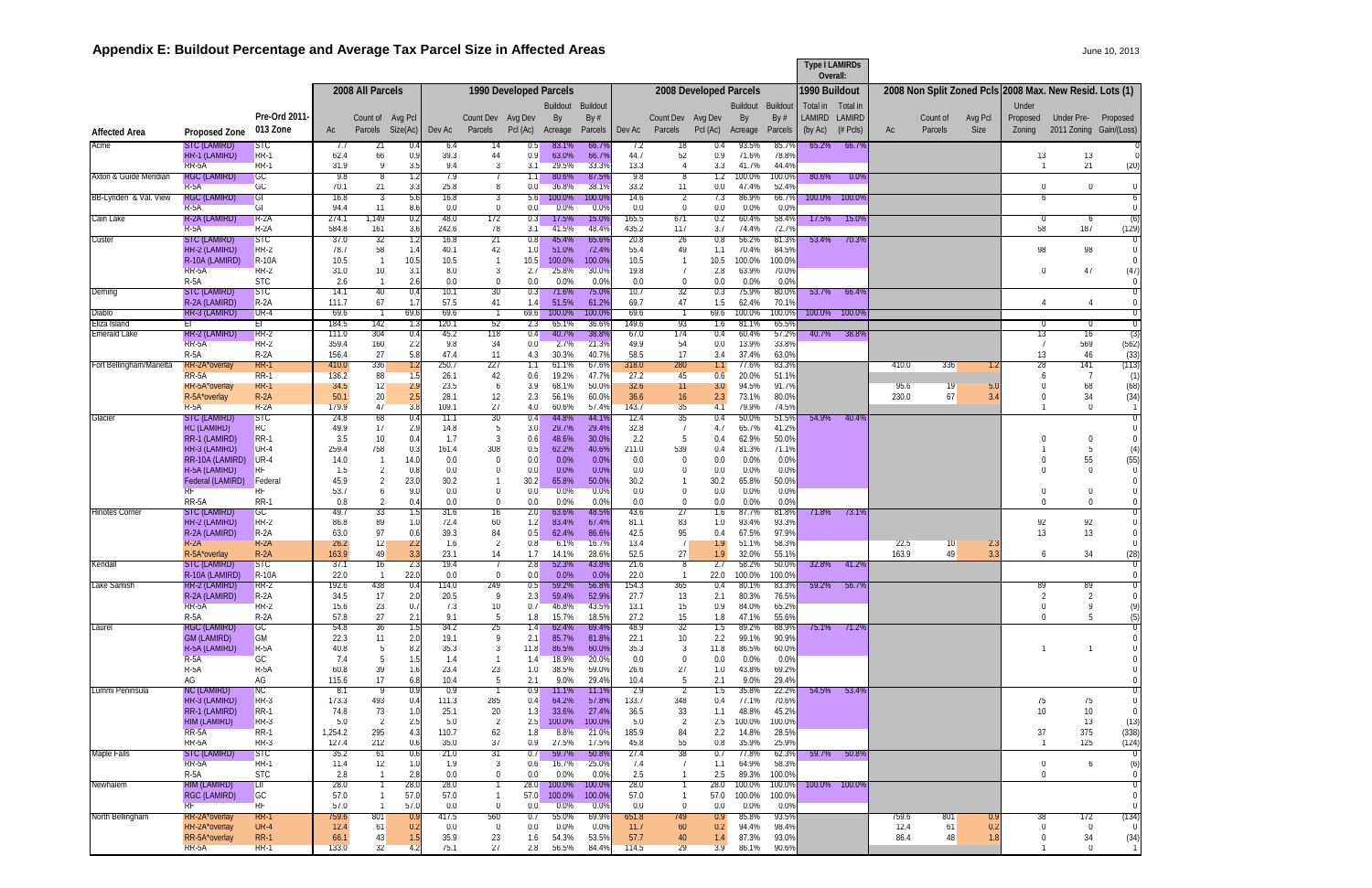# Appendix E: Buildout Percentage and Average Tax Parcel Size in Affected Areas

| Affected Area | Proposed Zone | Pre-Ord 2011-013 Zone | 2008 All Parcels | | | 1990 Developed Parcels | | | | | 2008 Developed Parcels | | | | | 1990 Buildout (Type I LAMIRDs Overall) | | 2008 Non Split Zoned Pcls | | | 2008 Max. New Resid. Lots (1) | | |
|---|---|---|---|---|---|---|---|---|---|---|---|---|---|---|---|---|---|---|---|---|---|---|---|
| | | | Ac | Count of Parcels | Avg Pcl Size(Ac) | Dev Ac | Count Dev Parcels | Avg Dev Pcl (Ac) | Buildout By Acreage | Buildout By # Parcels | Dev Ac | Count Dev Parcels | Avg Dev Pcl (Ac) | Buildout By Acreage | Buildout By # Parcels | Total in LAMIRD (by Ac) | Total in LAMIRD (# Pcls) | Ac | Count of Parcels | Avg Pcl Size | Under Proposed Zoning | Under Pre-2011 Zoning | Proposed Gain/(Loss) |
| Acme | STC (LAMIRD) | STC | 7.7 | 21 | 0.4 | 6.4 | 14 | 0.5 | 83.1% | 66.7% | 7.2 | 18 | 0.4 | 93.5% | 85.7% | 65.2% | 66.7% | | | | | | 0 |
| | RR-1 (LAMIRD) | RR-1 | 62.4 | 66 | 0.9 | 39.3 | 44 | 0.9 | 63.0% | 66.7% | 44.7 | 52 | 0.9 | 71.6% | 78.8% | | | | | | 13 | 13 | 0 |
| | RR-5A | RR-1 | 31.9 | 9 | 3.5 | 9.4 | 3 | 3.1 | 29.5% | 33.3% | 13.3 | 4 | 3.3 | 41.7% | 44.4% | | | | | | 1 | 21 | (20) |
| Axton & Guide Meridian | RGC (LAMIRD) | GC | 9.8 | 8 | 1.2 | 7.9 | 7 | 1.1 | 80.6% | 87.5% | 9.8 | 8 | 1.2 | 100.0% | 100.0% | 80.6% | 0.0% | | | | | | |
| | R-5A | GC | 70.1 | 21 | 3.3 | 25.8 | 8 | 3.2 | 36.8% | 38.1% | 33.2 | 11 | 3.0 | 47.4% | 52.4% | | | | | | 0 | 0 | 0 |
| BB-Lynden & Val. View | RGC (LAMIRD) | GI | 16.8 | 3 | 5.6 | 16.8 | 3 | 5.6 | 100.0% | 100.0% | 14.6 | 2 | 7.3 | 86.9% | 66.7% | 100.0% | 100.0% | | | | 6 | | 6 |
| | R-5A | GI | 94.4 | 11 | 8.6 | 0.0 | 0 | 0.0 | 0.0% | 0.0% | 0.0 | 0 | 0.0 | 0.0% | 0.0% | | | | | | | | 0 |
| Cain Lake | R-2A (LAMIRD) | R-2A | 274.1 | 1,149 | 0.2 | 48.0 | 172 | 0.3 | 17.5% | 15.0% | 165.5 | 671 | 0.2 | 60.4% | 58.4% | 17.5% | 15.0% | | | | 0 | 6 | (6) |
| | R-5A | R-2A | 584.8 | 161 | 3.6 | 242.6 | 78 | 3.1 | 41.5% | 48.4% | 435.2 | 117 | 3.7 | 74.4% | 72.7% | | | | | | 58 | 187 | (129) |
| Custer | STC (LAMIRD) | STC | 37.0 | 32 | 1.2 | 16.8 | 21 | 0.8 | 45.4% | 65.6% | 20.8 | 26 | 0.8 | 56.2% | 81.3% | 53.4% | 70.3% | | | | | | 0 |
| | RR-2 (LAMIRD) | RR-2 | 78.7 | 58 | 1.4 | 40.1 | 42 | 1.0 | 51.0% | 72.4% | 55.4 | 49 | 1.1 | 70.4% | 84.5% | | | | | | 98 | 98 | 0 |
| | R-10A (LAMIRD) | R-10A | 10.5 | 1 | 10.5 | 10.5 | 1 | 10.5 | 100.0% | 100.0% | 10.5 | 1 | 10.5 | 100.0% | 100.0% | | | | | | | | 0 |
| | RR-5A | RR-2 | 31.0 | 10 | 3.1 | 8.0 | 3 | 2.7 | 25.8% | 30.0% | 19.8 | 7 | 2.8 | 63.9% | 70.0% | | | | | | 0 | 47 | (47) |
| | R-5A | STC | 2.6 | 1 | 2.6 | 0.0 | 0 | 0.0 | 0.0% | 0.0% | 0.0 | 0 | 0.0 | 0.0% | 0.0% | | | | | | | | 0 |
| Deming | STC (LAMIRD) | STC | 14.1 | 40 | 0.4 | 10.1 | 30 | 0.3 | 71.6% | 75.0% | 10.7 | 32 | 0.3 | 75.9% | 80.0% | 53.7% | 66.4% | | | | | | 0 |
| | R-2A (LAMIRD) | R-2A | 111.7 | 67 | 1.7 | 57.5 | 41 | 1.4 | 51.5% | 61.2% | 69.7 | 47 | 1.5 | 62.4% | 70.1% | | | | | | 4 | 4 | 0 |
| Diablo | RR-3 (LAMIRD) | UR-4 | 69.6 | 1 | 69.6 | 69.6 | 1 | 69.6 | 100.0% | 100.0% | 69.6 | 1 | 69.6 | 100.0% | 100.0% | 100.0% | 100.0% | | | | | | 0 |
| Eliza Island | EI | EI | 184.5 | 142 | 1.3 | 120.1 | 52 | 2.3 | 65.1% | 36.6% | 149.6 | 93 | 1.6 | 81.1% | 65.5% | | | | | | 0 | 0 | 0 |
| Emerald Lake | RR-2 (LAMIRD) | RR-2 | 111.0 | 304 | 0.4 | 45.2 | 118 | 0.4 | 40.7% | 38.8% | 67.0 | 174 | 0.4 | 60.4% | 57.2% | 40.7% | 38.8% | | | | 13 | 16 | (3) |
| | RR-5A | RR-2 | 359.4 | 160 | 2.2 | 9.8 | 34 | 0.3 | 2.7% | 21.3% | 49.9 | 54 | 0.9 | 13.9% | 33.8% | | | | | | 7 | 569 | (562) |
| | R-5A | R-2A | 156.4 | 27 | 5.8 | 47.4 | 11 | 4.3 | 30.3% | 40.7% | 58.5 | 17 | 3.4 | 37.4% | 63.0% | | | | | | 13 | 46 | (33) |
| Fort Bellingham/Marietta | RR-2A*overlay | RR-1 | 410.0 | 336 | 1.2 | 250.7 | 227 | 1.1 | 61.1% | 67.6% | 318.0 | 280 | 1.1 | 77.6% | 83.3% | | | 410.0 | 336 | 1.2 | 28 | 141 | (113) |
| | RR-5A | RR-1 | 136.2 | 88 | 1.5 | 26.1 | 42 | 0.6 | 19.2% | 47.7% | 27.2 | 45 | 0.6 | 20.0% | 51.1% | | | | | | 6 | 7 | (1) |
| | RR-5A*overlay | RR-1 | 34.5 | 12 | 2.9 | 23.5 | 6 | 3.9 | 68.1% | 50.0% | 32.6 | 11 | 3.0 | 94.5% | 91.7% | | | 95.6 | 19 | 5.0 | 0 | 68 | (68) |
| | R-5A*overlay | R-2A | 50.1 | 20 | 2.5 | 28.1 | 12 | 2.3 | 56.1% | 60.0% | 36.6 | 16 | 2.3 | 73.1% | 80.0% | | | 230.0 | 67 | 3.4 | 0 | 34 | (34) |
| | R-5A | R-2A | 179.9 | 47 | 3.8 | 109.1 | 27 | 4.0 | 60.6% | 57.4% | 143.7 | 35 | 4.1 | 79.9% | 74.5% | | | | | | 1 | 0 | 1 |
| Glacier | STC (LAMIRD) | STC | 24.8 | 68 | 0.4 | 11.1 | 30 | 0.4 | 44.8% | 44.1% | 12.4 | 35 | 0.4 | 50.0% | 51.5% | 54.9% | 40.4% | | | | | | 0 |
| | RC (LAMIRD) | RC | 49.9 | 17 | 2.9 | 14.8 | 5 | 3.0 | 29.7% | 29.4% | 32.8 | 7 | 4.7 | 65.7% | 41.2% | | | | | | | | 0 |
| | RR-1 (LAMIRD) | RR-1 | 3.5 | 10 | 0.4 | 1.7 | 3 | 0.6 | 48.6% | 30.0% | 2.2 | 5 | 0.4 | 62.9% | 50.0% | | | | | | 0 | 0 | 0 |
| | RR-3 (LAMIRD) | UR-4 | 259.4 | 758 | 0.3 | 161.4 | 308 | 0.5 | 62.2% | 40.6% | 211.0 | 539 | 0.4 | 81.3% | 71.1% | | | | | | 1 | 5 | (4) |
| | RR-10A (LAMIRD) | UR-4 | 14.0 | 1 | 14.0 | 0.0 | 0 | 0.0 | 0.0% | 0.0% | 0.0 | 0 | 0.0 | 0.0% | 0.0% | | | | | | 0 | 55 | (55) |
| | R-5A (LAMIRD) | RF | 1.5 | 2 | 0.8 | 0.0 | 0 | 0.0 | 0.0% | 0.0% | 0.0 | 0 | 0.0 | 0.0% | 0.0% | | | | | | 0 | 0 | 0 |
| | Federal (LAMIRD) | Federal | 45.9 | 2 | 23.0 | 30.2 | 1 | 30.2 | 65.8% | 50.0% | 30.2 | 1 | 30.2 | 65.8% | 50.0% | | | | | | | | 0 |
| | RF | RF | 53.7 | 6 | 9.0 | 0.0 | 0 | 0.0 | 0.0% | 0.0% | 0.0 | 0 | 0.0 | 0.0% | 0.0% | | | | | | 0 | 0 | 0 |
| | RR-5A | RR-1 | 0.8 | 2 | 0.4 | 0.0 | 0 | 0.0 | 0.0% | 0.0% | 0.0 | 0 | 0.0 | 0.0% | 0.0% | | | | | | 0 | 0 | 0 |
| Hinotes Corner | STC (LAMIRD) | GC | 49.7 | 33 | 1.5 | 31.6 | 16 | 2.0 | 63.6% | 48.5% | 43.6 | 27 | 1.6 | 87.7% | 81.8% | 71.8% | 73.1% | | | | | | 0 |
| | RR-2 (LAMIRD) | RR-2 | 86.8 | 89 | 1.0 | 72.4 | 60 | 1.2 | 83.4% | 67.4% | 81.1 | 83 | 1.0 | 93.4% | 93.3% | | | | | | 92 | 92 | 0 |
| | R-2A (LAMIRD) | R-2A | 63.0 | 97 | 0.6 | 39.3 | 84 | 0.5 | 62.4% | 86.6% | 42.5 | 95 | 0.4 | 67.5% | 97.9% | | | | | | 13 | 13 | 0 |
| | R-2A | R-2A | 26.2 | 12 | 2.2 | 1.6 | 2 | 0.8 | 6.1% | 16.7% | 13.4 | 7 | 1.9 | 51.1% | 58.3% | | | 22.5 | 10 | 2.3 | | | 0 |
| | R-5A*overlay | R-2A | 163.9 | 49 | 3.3 | 23.1 | 14 | 1.7 | 14.1% | 28.6% | 52.5 | 27 | 1.9 | 32.0% | 55.1% | | | 163.9 | 49 | 3.3 | 6 | 34 | (28) |
| Kendall | STC (LAMIRD) | STC | 37.1 | 16 | 2.3 | 19.4 | 7 | 2.8 | 52.3% | 43.8% | 21.6 | 8 | 2.7 | 58.2% | 50.0% | 32.8% | 41.2% | | | | | | 0 |
| | R-10A (LAMIRD) | R-10A | 22.0 | 1 | 22.0 | 0.0 | 0 | 0.0 | 0.0% | 0.0% | 22.0 | 1 | 22.0 | 100.0% | 100.0% | | | | | | | | 0 |
| Lake Samish | RR-2 (LAMIRD) | RR-2 | 192.6 | 438 | 0.4 | 114.0 | 249 | 0.5 | 59.2% | 56.8% | 154.3 | 365 | 0.4 | 80.1% | 83.3% | 59.2% | 56.7% | | | | 89 | 89 | 0 |
| | R-2A (LAMIRD) | R-2A | 34.5 | 17 | 2.0 | 20.5 | 9 | 2.3 | 59.4% | 52.9% | 27.7 | 13 | 2.1 | 80.3% | 76.5% | | | | | | 2 | 2 | 0 |
| | RR-5A | RR-2 | 15.6 | 23 | 0.7 | 7.3 | 10 | 0.7 | 46.8% | 43.5% | 13.1 | 15 | 0.9 | 84.0% | 65.2% | | | | | | 0 | 9 | (9) |
| | R-5A | R-2A | 57.8 | 27 | 2.1 | 9.1 | 5 | 1.8 | 15.7% | 18.5% | 27.2 | 15 | 1.8 | 47.1% | 55.6% | | | | | | 0 | 5 | (5) |
| Laurel | RGC (LAMIRD) | GC | 54.8 | 36 | 1.5 | 34.2 | 25 | 1.4 | 62.4% | 69.4% | 48.9 | 32 | 1.5 | 89.2% | 88.9% | 75.1% | 71.2% | | | | | | 0 |
| | GM (LAMIRD) | GM | 22.3 | 11 | 2.0 | 19.1 | 9 | 2.1 | 85.7% | 81.8% | 22.1 | 10 | 2.2 | 99.1% | 90.9% | | | | | | | | 0 |
| | R-5A (LAMIRD) | R-5A | 40.8 | 5 | 8.2 | 35.3 | 3 | 11.8 | 86.5% | 60.0% | 35.3 | 3 | 11.8 | 86.5% | 60.0% | | | | | | 1 | 1 | 0 |
| | R-5A | GC | 7.4 | 5 | 1.5 | 1.4 | 1 | 1.4 | 18.9% | 20.0% | 0.0 | 0 | 0.0 | 0.0% | 0.0% | | | | | | | | 0 |
| | R-5A | R-5A | 60.8 | 39 | 1.6 | 23.4 | 23 | 1.0 | 38.5% | 59.0% | 26.6 | 27 | 1.0 | 43.8% | 69.2% | | | | | | | | 0 |
| | AG | AG | 115.6 | 17 | 6.8 | 10.4 | 5 | 2.1 | 9.0% | 29.4% | 10.4 | 5 | 2.1 | 9.0% | 29.4% | | | | | | | | 0 |
| Lummi Peninsula | NC (LAMIRD) | NC | 8.1 | 9 | 0.9 | 0.9 | 1 | 0.9 | 11.1% | 11.1% | 2.9 | 2 | 1.5 | 35.8% | 22.2% | 54.5% | 53.4% | | | | | | 0 |
| | RR-3 (LAMIRD) | RR-3 | 173.3 | 493 | 0.4 | 111.3 | 285 | 0.4 | 64.2% | 57.8% | 133.7 | 348 | 0.4 | 77.1% | 70.6% | | | | | | 75 | 75 | 0 |
| | RR-1 (LAMIRD) | RR-1 | 74.8 | 73 | 1.0 | 25.1 | 20 | 1.3 | 33.6% | 27.4% | 36.5 | 33 | 1.1 | 48.8% | 45.2% | | | | | | 10 | 10 | 0 |
| | RIM (LAMIRD) | RR-3 | 5.0 | 2 | 2.5 | 5.0 | 2 | 2.5 | 100.0% | 100.0% | 5.0 | 2 | 2.5 | 100.0% | 100.0% | | | | | | | 13 | (13) |
| | RR-5A | RR-1 | 1,254.2 | 295 | 4.3 | 110.7 | 62 | 1.8 | 8.8% | 21.0% | 185.9 | 84 | 2.2 | 14.8% | 28.5% | | | | | | 37 | 375 | (338) |
| | RR-5A | RR-3 | 127.4 | 212 | 0.6 | 35.0 | 37 | 0.9 | 27.5% | 17.5% | 45.8 | 55 | 0.8 | 35.9% | 25.9% | | | | | | 1 | 125 | (124) |
| Maple Falls | STC (LAMIRD) | STC | 35.2 | 61 | 0.6 | 21.0 | 31 | 0.7 | 59.7% | 50.8% | 27.4 | 38 | 0.7 | 77.8% | 62.3% | 59.7% | 50.8% | | | | | | 0 |
| | RR-5A | RR-1 | 11.4 | 12 | 1.0 | 1.9 | 3 | 0.6 | 16.7% | 25.0% | 7.4 | 7 | 1.1 | 64.9% | 58.3% | | | | | | 0 | 6 | (6) |
| | R-5A | STC | 2.8 | 1 | 2.8 | 0.0 | 0 | 0.0 | 0.0% | 0.0% | 2.5 | 1 | 2.5 | 89.3% | 100.0% | | | | | | 0 | | 0 |
| Newhalem | RIM (LAMIRD) | LII | 28.0 | 1 | 28.0 | 28.0 | 1 | 28.0 | 100.0% | 100.0% | 28.0 | 1 | 28.0 | 100.0% | 100.0% | 100.0% | 100.0% | | | | | | 0 |
| | RGC (LAMIRD) | GC | 57.0 | 1 | 57.0 | 57.0 | 1 | 57.0 | 100.0% | 100.0% | 57.0 | 1 | 57.0 | 100.0% | 100.0% | | | | | | | | 0 |
| | RF | RF | 57.0 | 1 | 57.0 | 0.0 | 0 | 0.0 | 0.0% | 0.0% | 0.0 | 0 | 0.0 | 0.0% | 0.0% | | | | | | | | 0 |
| North Bellingham | RR-2A*overlay | RR-1 | 759.6 | 801 | 0.9 | 417.5 | 560 | 0.7 | 55.0% | 69.9% | 651.8 | 749 | 0.9 | 85.8% | 93.5% | | | 759.6 | 801 | 0.9 | 38 | 172 | (134) |
| | RR-2A*overlay | UR-4 | 12.4 | 61 | 0.2 | 0.0 | 0 | 0.0 | 0.0% | 0.0% | 11.7 | 60 | 0.2 | 94.4% | 98.4% | | | 12.4 | 61 | 0.2 | 0 | 0 | 0 |
| | RR-5A*overlay | RR-1 | 66.1 | 43 | 1.5 | 35.9 | 23 | 1.6 | 54.3% | 53.5% | 57.7 | 40 | 1.4 | 87.3% | 93.0% | | | 86.4 | 48 | 1.8 | 0 | 34 | (34) |
| | RR-5A | RR-1 | 133.0 | 32 | 4.2 | 75.1 | 27 | 2.8 | 56.5% | 84.4% | 114.5 | 29 | 3.9 | 86.1% | 90.6% | | | | | | 1 | 0 | 1 |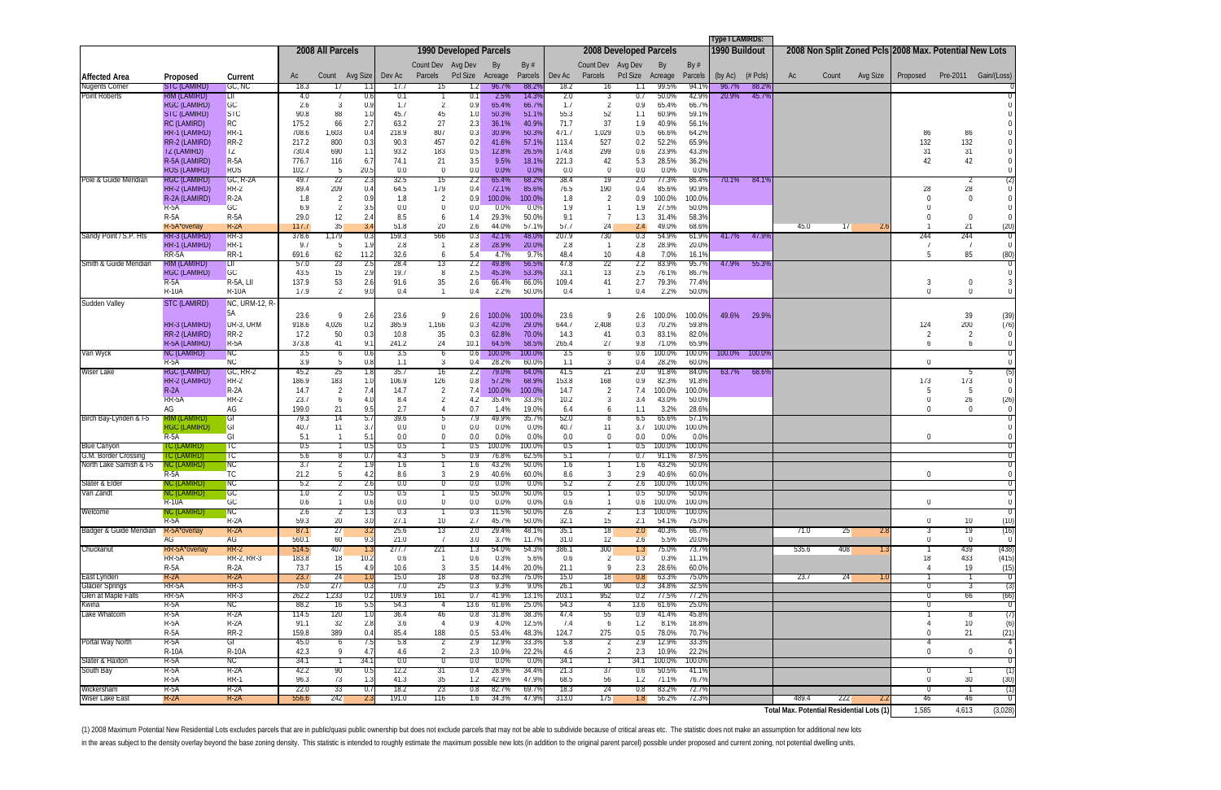| | | | 2008 All Parcels | | | 1990 Developed Parcels | | | | | 2008 Developed Parcels | | | | | Type I LAMIRDs: 1990 Buildout | | 2008 Non Split Zoned Pcls | | | 2008 Max. Potential New Lots | | |
|---|---|---|---|---|---|---|---|---|---|---|---|---|---|---|---|---|---|---|---|---|---|---|---|
| Affected Area | Proposed | Current | Ac | Count | Avg Size | Dev Ac | Count Dev Parcels | Avg Dev Pcl Size | By Acreage | By # Parcels | Dev Ac | Count Dev Parcels | Avg Dev Pcl Size | By Acreage | By # Parcels | (by Ac) | (# Pcls) | Ac | Count | Avg Size | Proposed | Pre-2011 | Gain/(Loss) |
| Nugents Corner | STC (LAMIRD) | GC, NC | 18.3 | 17 | 1.1 | 17.7 | 15 | 1.2 | 96.7% | 88.2% | 18.2 | 16 | 1.1 | 99.5% | 94.1% | 96.7% | 88.2% | | | | | | 0 |
| Point Roberts | RIM (LAMIRD) | LII | 4.0 | 7 | 0.6 | 0.1 | 1 | 0.1 | 2.5% | 14.3% | 2.0 | 3 | 0.7 | 50.0% | 42.9% | 20.9% | 45.7% | | | | | | 0 |
| | RGC (LAMIRD) | GC | 2.6 | 3 | 0.9 | 1.7 | 2 | 0.9 | 65.4% | 66.7% | 1.7 | 2 | 0.9 | 65.4% | 66.7% | | | | | | | | 0 |
| | STC (LAMIRD) | STC | 90.8 | 88 | 1.0 | 45.7 | 45 | 1.0 | 50.3% | 51.1% | 55.3 | 52 | 1.1 | 60.9% | 59.1% | | | | | | | | 0 |
| | RC (LAMIRD) | RC | 175.2 | 66 | 2.7 | 63.2 | 27 | 2.3 | 36.1% | 40.9% | 71.7 | 37 | 1.9 | 40.9% | 56.1% | | | | | | | | 0 |
| | RR-1 (LAMIRD) | RR-1 | 708.6 | 1,603 | 0.4 | 218.9 | 807 | 0.3 | 30.9% | 50.3% | 471.7 | 1,029 | 0.5 | 66.6% | 64.2% | | | | | | 86 | 86 | 0 |
| | RR-2 (LAMIRD) | RR-2 | 217.2 | 800 | 0.3 | 90.3 | 457 | 0.2 | 41.6% | 57.1% | 113.4 | 527 | 0.2 | 52.2% | 65.9% | | | | | | 132 | 132 | 0 |
| | TZ (LAMIRD) | TZ | 730.4 | 690 | 1.1 | 93.2 | 183 | 0.5 | 12.8% | 26.5% | 174.8 | 299 | 0.6 | 23.9% | 43.3% | | | | | | 31 | 31 | 0 |
| | R-5A (LAMIRD) | R-5A | 776.7 | 116 | 6.7 | 74.1 | 21 | 3.5 | 9.5% | 18.1% | 221.3 | 42 | 5.3 | 28.5% | 36.2% | | | | | | 42 | 42 | 0 |
| | ROS (LAMIRD) | ROS | 102.7 | 5 | 20.5 | 0.0 | 0 | 0.0 | 0.0% | 0.0% | 0.0 | 0 | 0.0 | 0.0% | 0.0% | | | | | | | | 0 |
| Pole & Guide Meridian | RGC (LAMIRD) | GC, R-2A | 49.7 | 22 | 2.3 | 32.5 | 15 | 2.2 | 65.4% | 68.2% | 38.4 | 19 | 2.0 | 77.3% | 86.4% | 70.1% | 84.1% | | | | 0 | 2 | (2) |
| | RR-2 (LAMIRD) | RR-2 | 89.4 | 209 | 0.4 | 64.5 | 179 | 0.4 | 72.1% | 85.6% | 76.5 | 190 | 0.4 | 85.6% | 90.9% | | | | | | 28 | 28 | 0 |
| | R-2A (LAMIRD) | R-2A | 1.8 | 2 | 0.9 | 1.8 | 2 | 0.9 | 100.0% | 100.0% | 1.8 | 2 | 0.9 | 100.0% | 100.0% | | | | | | 0 | 0 | 0 |
| | R-5A | GC | 6.9 | 2 | 3.5 | 0.0 | 0 | 0.0 | 0.0% | 0.0% | 1.9 | 1 | 1.9 | 27.5% | 50.0% | | | | | | 0 | | 0 |
| | R-5A | R-5A | 29.0 | 12 | 2.4 | 8.5 | 6 | 1.4 | 29.3% | 50.0% | 9.1 | 7 | 1.3 | 31.4% | 58.3% | | | | | | 0 | 0 | 0 |
| | R-5A*overlay | R-2A | 117.7 | 35 | 3.4 | 51.8 | 20 | 2.6 | 44.0% | 57.1% | 57.7 | 24 | 2.4 | 49.0% | 68.6% | | | 45.0 | 17 | 2.6 | 1 | 21 | (20) |
| Sandy Point / S.P. Hts | RR-3 (LAMIRD) | RR-3 | 378.6 | 1,179 | 0.3 | 159.3 | 566 | 0.3 | 42.1% | 48.0% | 207.9 | 730 | 0.3 | 54.9% | 61.9% | 41.7% | 47.9% | | | | 244 | 244 | 0 |
| | RR-1 (LAMIRD) | RR-1 | 9.7 | 5 | 1.9 | 2.8 | 1 | 2.8 | 28.9% | 20.0% | 2.8 | 1 | 2.8 | 28.9% | 20.0% | | | | | | 7 | 7 | 0 |
| | RR-5A | RR-1 | 691.6 | 62 | 11.2 | 32.6 | 6 | 5.4 | 4.7% | 9.7% | 48.4 | 10 | 4.8 | 7.0% | 16.1% | | | | | | 5 | 85 | (80) |
| Smith & Guide Meridian | RIM (LAMIRD) | LII | 57.0 | 23 | 2.5 | 28.4 | 13 | 2.2 | 49.8% | 56.5% | 47.8 | 22 | 2.2 | 83.9% | 95.7% | 47.9% | 55.3% | | | | | | 0 |
| | RGC (LAMIRD) | GC | 43.5 | 15 | 2.9 | 19.7 | 8 | 2.5 | 45.3% | 53.3% | 33.1 | 13 | 2.5 | 76.1% | 86.7% | | | | | | | | 0 |
| | R-5A | R-5A, LII | 137.9 | 53 | 2.6 | 91.6 | 35 | 2.6 | 66.4% | 66.0% | 109.4 | 41 | 2.7 | 79.3% | 77.4% | | | | | | 3 | 0 | 3 |
| | R-10A | R-10A | 17.9 | 2 | 9.0 | 0.4 | 1 | 0.4 | 2.2% | 50.0% | 0.4 | 1 | 0.4 | 2.2% | 50.0% | | | | | | 0 | 0 | 0 |
| Sudden Valley | STC (LAMIRD) | NC, URM-12, R-5A | 23.6 | 9 | 2.6 | 23.6 | 9 | 2.6 | 100.0% | 100.0% | 23.6 | 9 | 2.6 | 100.0% | 100.0% | 49.6% | 29.9% | | | | | 39 | (39) |
| | RR-3 (LAMIRD) | UR-3, URM | 918.6 | 4,026 | 0.2 | 385.9 | 1,166 | 0.3 | 42.0% | 29.0% | 644.7 | 2,408 | 0.3 | 70.2% | 59.8% | | | | | | 124 | 200 | (76) |
| | RR-2 (LAMIRD) | RR-2 | 17.2 | 50 | 0.3 | 10.8 | 35 | 0.3 | 62.8% | 70.0% | 14.3 | 41 | 0.3 | 83.1% | 82.0% | | | | | | 2 | 2 | 0 |
| | R-5A (LAMIRD) | R-5A | 373.8 | 41 | 9.1 | 241.2 | 24 | 10.1 | 64.5% | 58.5% | 265.4 | 27 | 9.8 | 71.0% | 65.9% | | | | | | 6 | 6 | 0 |
| Van Wyck | NC (LAMIRD) | NC | 3.5 | 6 | 0.6 | 3.5 | 6 | 0.6 | 100.0% | 100.0% | 3.5 | 6 | 0.6 | 100.0% | 100.0% | 100.0% | 100.0% | | | | | | 0 |
| | R-5A | NC | 3.9 | 5 | 0.8 | 1.1 | 3 | 0.4 | 28.2% | 60.0% | 1.1 | 3 | 0.4 | 28.2% | 60.0% | | | | | | 0 | | |
| Wiser Lake | RGC (LAMIRD) | GC, RR-2 | 45.2 | 25 | 1.8 | 35.7 | 16 | 2.2 | 79.0% | 64.0% | 41.5 | 21 | 2.0 | 91.8% | 84.0% | 63.7% | 68.6% | | | | 0 | 5 | (5) |
| | RR-2 (LAMIRD) | RR-2 | 186.9 | 183 | 1.0 | 106.9 | 126 | 0.8 | 57.2% | 68.9% | 153.8 | 168 | 0.9 | 82.3% | 91.8% | | | | | | 173 | 173 | 0 |
| | R-2A | R-2A | 14.7 | 2 | 7.4 | 14.7 | 2 | 7.4 | 100.0% | 100.0% | 14.7 | 2 | 7.4 | 100.0% | 100.0% | | | | | | 5 | 5 | 0 |
| | RR-5A | RR-2 | 23.7 | 6 | 4.0 | 8.4 | 2 | 4.2 | 35.4% | 33.3% | 10.2 | 3 | 3.4 | 43.0% | 50.0% | | | | | | 0 | 26 | (26) |
| | AG | AG | 199.0 | 21 | 9.5 | 2.7 | 4 | 0.7 | 1.4% | 19.0% | 6.4 | 6 | 1.1 | 3.2% | 28.6% | | | | | | 0 | 0 | 0 |
| Birch Bay-Lynden & I-5 | RIM (LAMIRD) | GI | 79.3 | 14 | 5.7 | 39.6 | 5 | 7.9 | 49.9% | 35.7% | 52.0 | 8 | 6.5 | 65.6% | 57.1% | | | | | | | | 0 |
| | RGC (LAMIRD) | GI | 40.7 | 11 | 3.7 | 0.0 | 0 | 0.0 | 0.0% | 0.0% | 40.7 | 11 | 3.7 | 100.0% | 100.0% | | | | | | | | 0 |
| | R-5A | GI | 5.1 | 1 | 5.1 | 0.0 | 0 | 0.0 | 0.0% | 0.0% | 0.0 | 0 | 0.0 | 0.0% | 0.0% | | | | | | 0 | | 0 |
| Blue Canyon | TC (LAMIRD) | TC | 0.5 | 1 | 0.5 | 0.5 | 1 | 0.5 | 100.0% | 100.0% | 0.5 | 1 | 0.5 | 100.0% | 100.0% | | | | | | | | 0 |
| G.M. Border Crossing | TC (LAMIRD) | TC | 5.6 | 8 | 0.7 | 4.3 | 5 | 0.9 | 76.8% | 62.5% | 5.1 | 7 | 0.7 | 91.1% | 87.5% | | | | | | | | 0 |
| North Lake Samish & I-5 | NC (LAMIRD) | NC | 3.7 | 2 | 1.9 | 1.6 | 1 | 1.6 | 43.2% | 50.0% | 1.6 | 1 | 1.6 | 43.2% | 50.0% | | | | | | | | 0 |
| | R-5A | TC | 21.2 | 5 | 4.2 | 8.6 | 3 | 2.9 | 40.6% | 60.0% | 8.6 | 3 | 2.9 | 40.6% | 60.0% | | | | | | 0 | | 0 |
| Slater & Elder | NC (LAMIRD) | NC | 5.2 | 2 | 2.6 | 0.0 | 0 | 0.0 | 0.0% | 0.0% | 5.2 | 2 | 2.6 | 100.0% | 100.0% | | | | | | | | 0 |
| Van Zandt | NC (LAMIRD) | GC | 1.0 | 2 | 0.5 | 0.5 | 1 | 0.5 | 50.0% | 50.0% | 0.5 | 1 | 0.5 | 50.0% | 50.0% | | | | | | | | 0 |
| | R-10A | GC | 0.6 | 1 | 0.6 | 0.0 | 0 | 0.0 | 0.0% | 0.0% | 0.6 | 1 | 0.6 | 100.0% | 100.0% | | | | | | 0 | | 0 |
| Welcome | NC (LAMIRD) | NC | 2.6 | 2 | 1.3 | 0.3 | 1 | 0.3 | 11.5% | 50.0% | 2.6 | 2 | 1.3 | 100.0% | 100.0% | | | | | | | | 0 |
| | R-5A | R-2A | 59.3 | 20 | 3.0 | 27.1 | 10 | 2.7 | 45.7% | 50.0% | 32.1 | 15 | 2.1 | 54.1% | 75.0% | | | | | | 0 | 10 | (10) |
| Badger & Guide Meridian | R-5A*overlay | R-2A | 87.1 | 27 | 3.2 | 25.6 | 13 | 2.0 | 29.4% | 48.1% | 35.1 | 18 | 2.0 | 40.3% | 66.7% | | | 71.0 | 25 | 2.8 | 3 | 19 | (16) |
| | AG | AG | 560.1 | 60 | 9.3 | 21.0 | 7 | 3.0 | 3.7% | 11.7% | 31.0 | 12 | 2.6 | 5.5% | 20.0% | | | | | | 0 | 0 | 0 |
| Chuckanut | R-5A*overlay | RR-2 | 514.5 | 407 | 1.3 | 277.7 | 221 | 1.3 | 54.0% | 54.3% | 386.1 | 300 | 1.3 | 75.0% | 73.7% | | | 535.6 | 408 | 1.3 | 1 | 439 | (438) |
| | RR-5A | RR-2, RR-3 | 183.8 | 18 | 10.2 | 0.6 | 1 | 0.6 | 0.3% | 5.6% | 0.6 | 2 | 0.3 | 0.3% | 11.1% | | | | | | 18 | 433 | (415) |
| | R-5A | R-2A | 73.7 | 15 | 4.9 | 10.6 | 3 | 3.5 | 14.4% | 20.0% | 21.1 | 9 | 2.3 | 28.6% | 60.0% | | | | | | 4 | 19 | (15) |
| East Lynden | R-2A | R-2A | 23.7 | 24 | 1.0 | 15.0 | 18 | 0.8 | 63.3% | 75.0% | 15.0 | 18 | 0.8 | 63.3% | 75.0% | | | 23.7 | 24 | 1.0 | 1 | 1 | 0 |
| Glacier Springs | RR-5A | RR-3 | 75.0 | 277 | 0.3 | 7.0 | 25 | 0.3 | 9.3% | 9.0% | 26.1 | 90 | 0.3 | 34.8% | 32.5% | | | | | | 0 | 3 | (3) |
| Glen at Maple Falls | RR-5A | RR-3 | 262.2 | 1,233 | 0.2 | 109.9 | 161 | 0.7 | 41.9% | 13.1% | 203.1 | 952 | 0.2 | 77.5% | 77.2% | | | | | | 0 | 66 | (66) |
| Kwina | R-5A | NC | 88.2 | 16 | 5.5 | 54.3 | 4 | 13.6 | 61.6% | 25.0% | 54.3 | 4 | 13.6 | 61.6% | 25.0% | | | | | | 0 | | 0 |
| Lake Whatcom | R-5A | R-2A | 114.5 | 120 | 1.0 | 36.4 | 46 | 0.8 | 31.8% | 38.3% | 47.4 | 55 | 0.9 | 41.4% | 45.8% | | | | | | 1 | 8 | (7) |
| | R-5A | R-2A | 91.1 | 32 | 2.8 | 3.6 | 4 | 0.9 | 4.0% | 12.5% | 7.4 | 6 | 1.2 | 8.1% | 18.8% | | | | | | 4 | 10 | (6) |
| | R-5A | RR-2 | 159.8 | 389 | 0.4 | 85.4 | 188 | 0.5 | 53.4% | 48.3% | 124.7 | 275 | 0.5 | 78.0% | 70.7% | | | | | | 0 | 21 | (21) |
| Portal Way North | R-5A | GI | 45.0 | 6 | 7.5 | 5.8 | 2 | 2.9 | 12.9% | 33.3% | 5.8 | 2 | 2.9 | 12.9% | 33.3% | | | | | | 4 | | 4 |
| | R-10A | R-10A | 42.3 | 9 | 4.7 | 4.6 | 2 | 2.3 | 10.9% | 22.2% | 4.6 | 2 | 2.3 | 10.9% | 22.2% | | | | | | 0 | 0 | 0 |
| Slater & Haxton | R-5A | NC | 34.1 | 1 | 34.1 | 0.0 | 0 | 0.0 | 0.0% | 0.0% | 34.1 | 1 | 34.1 | 100.0% | 100.0% | | | | | | | | 0 |
| South Bay | R-5A | R-2A | 42.2 | 90 | 0.5 | 12.2 | 31 | 0.4 | 28.9% | 34.4% | 21.3 | 37 | 0.6 | 50.5% | 41.1% | | | | | | 0 | 1 | (1) |
| | R-5A | RR-1 | 96.3 | 73 | 1.3 | 41.3 | 35 | 1.2 | 42.9% | 47.9% | 68.5 | 56 | 1.2 | 71.1% | 76.7% | | | | | | 0 | 30 | (30) |
| Wickersham | R-5A | R-2A | 22.0 | 33 | 0.7 | 18.2 | 23 | 0.8 | 82.7% | 69.7% | 18.3 | 24 | 0.8 | 83.2% | 72.7% | | | | | | 0 | 1 | (1) |
| Wiser Lake East | R-2A | R-2A | 556.8 | 242 | 2.3 | 191.0 | 116 | 1.6 | 34.3% | 47.9% | 313.0 | 175 | 1.8 | 56.2% | 72.3% | | | 489.4 | 222 | 2.2 | 46 | 46 | 0 |
| | | | | | | | | | | | | | | | | | | Total Max. Potential Residential Lots (1) | | | 1,585 | 4,613 | (3,028) |

(1) 2008 Maximum Potential New Residential Lots excludes parcels that are in public/quasi public ownership but does not exclude parcels that may not be able to subdivide because of critical areas etc. The statistic does not make an assumption for additional new lots in the areas subject to the density overlay beyond the base zone density. This statistic is intended to roughly estimate the maximum possible new lots (in addition to the original parent parcel) possible under proposed and current zoning, not potential dwelling units.